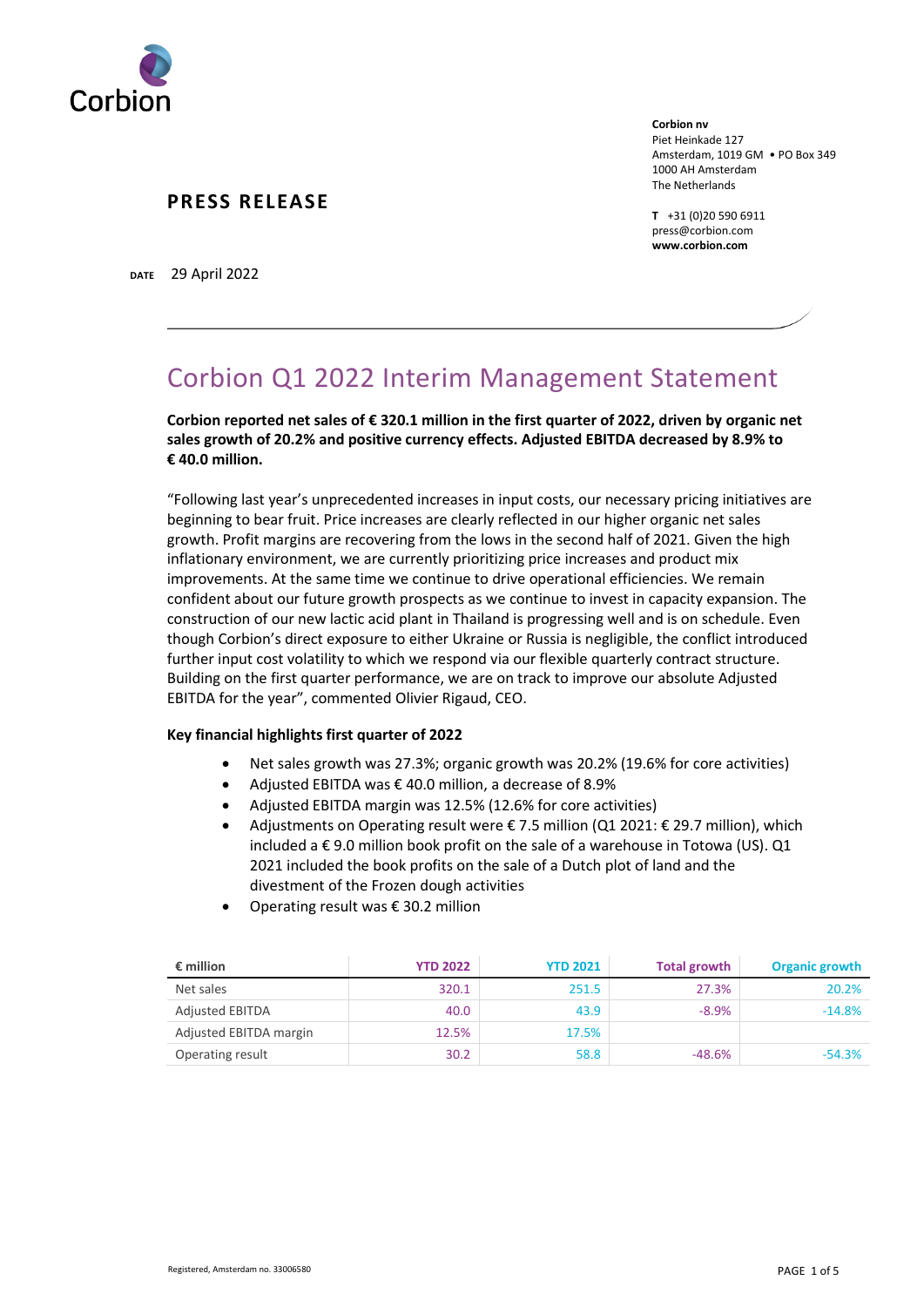Corbion

**Corbion nv**
Piet Heinkade 127
Amsterdam, 1019 GM • PO Box 349
1000 AH Amsterdam
The Netherlands

**T** +31 (0)20 590 6911
press@corbion.com
**www.corbion.com**

## PRESS RELEASE

**DATE** 29 April 2022

# Corbion Q1 2022 Interim Management Statement

**Corbion reported net sales of € 320.1 million in the first quarter of 2022, driven by organic net sales growth of 20.2% and positive currency effects. Adjusted EBITDA decreased by 8.9% to € 40.0 million.**

"Following last year's unprecedented increases in input costs, our necessary pricing initiatives are beginning to bear fruit. Price increases are clearly reflected in our higher organic net sales growth. Profit margins are recovering from the lows in the second half of 2021. Given the high inflationary environment, we are currently prioritizing price increases and product mix improvements. At the same time we continue to drive operational efficiencies. We remain confident about our future growth prospects as we continue to invest in capacity expansion. The construction of our new lactic acid plant in Thailand is progressing well and is on schedule. Even though Corbion's direct exposure to either Ukraine or Russia is negligible, the conflict introduced further input cost volatility to which we respond via our flexible quarterly contract structure. Building on the first quarter performance, we are on track to improve our absolute Adjusted EBITDA for the year", commented Olivier Rigaud, CEO.

**Key financial highlights first quarter of 2022**

- Net sales growth was 27.3%; organic growth was 20.2% (19.6% for core activities)
- Adjusted EBITDA was € 40.0 million, a decrease of 8.9%
- Adjusted EBITDA margin was 12.5% (12.6% for core activities)
- Adjustments on Operating result were € 7.5 million (Q1 2021: € 29.7 million), which included a € 9.0 million book profit on the sale of a warehouse in Totowa (US). Q1 2021 included the book profits on the sale of a Dutch plot of land and the divestment of the Frozen dough activities
- Operating result was € 30.2 million

| € million | YTD 2022 | YTD 2021 | Total growth | Organic growth |
|---|---|---|---|---|
| Net sales | 320.1 | 251.5 | 27.3% | 20.2% |
| Adjusted EBITDA | 40.0 | 43.9 | -8.9% | -14.8% |
| Adjusted EBITDA margin | 12.5% | 17.5% | | |
| Operating result | 30.2 | 58.8 | -48.6% | -54.3% |

Registered, Amsterdam no. 33006580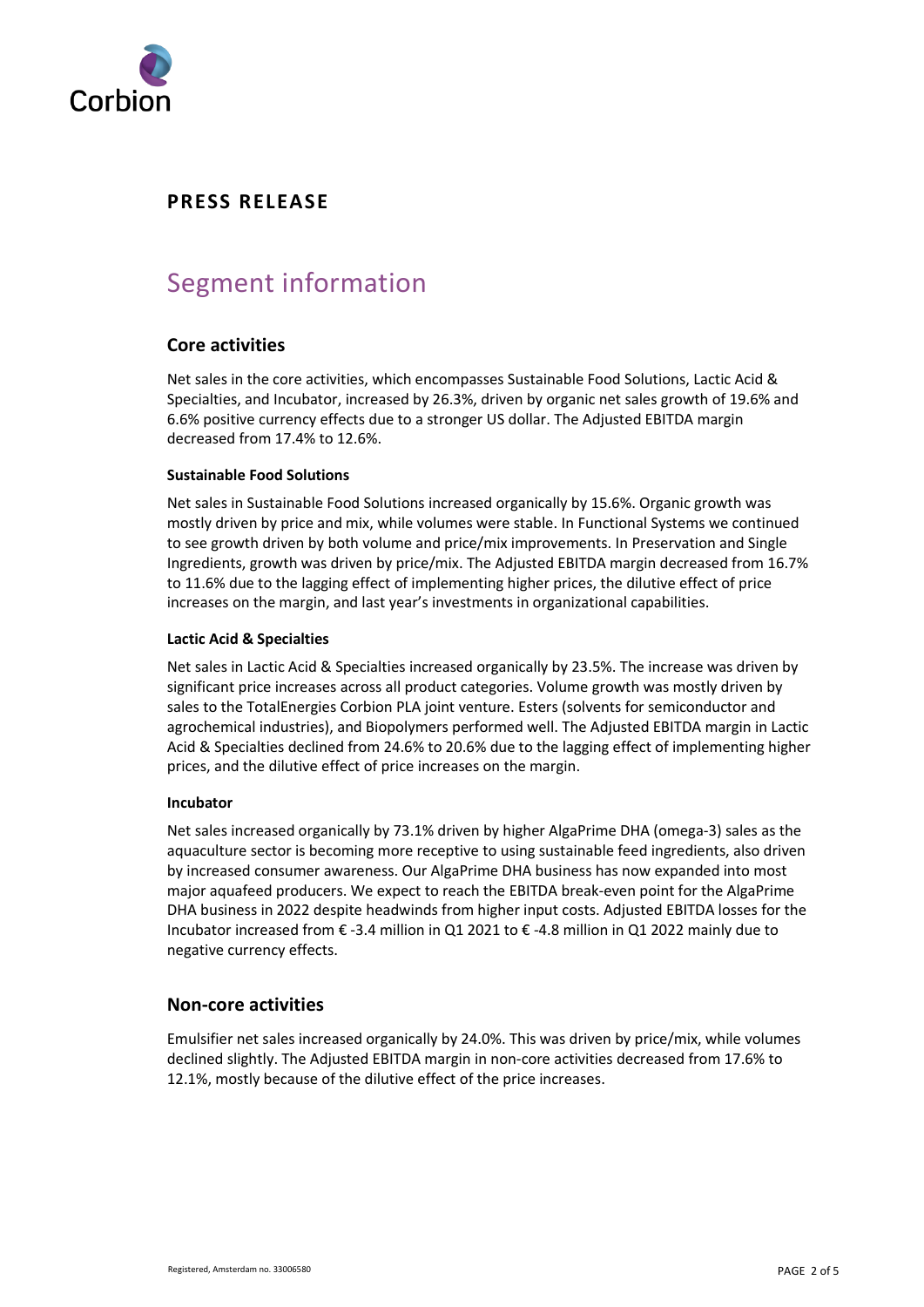**PRESS RELEASE**

# Segment information

## Core activities

Net sales in the core activities, which encompasses Sustainable Food Solutions, Lactic Acid & Specialties, and Incubator, increased by 26.3%, driven by organic net sales growth of 19.6% and 6.6% positive currency effects due to a stronger US dollar. The Adjusted EBITDA margin decreased from 17.4% to 12.6%.

### Sustainable Food Solutions

Net sales in Sustainable Food Solutions increased organically by 15.6%. Organic growth was mostly driven by price and mix, while volumes were stable. In Functional Systems we continued to see growth driven by both volume and price/mix improvements. In Preservation and Single Ingredients, growth was driven by price/mix. The Adjusted EBITDA margin decreased from 16.7% to 11.6% due to the lagging effect of implementing higher prices, the dilutive effect of price increases on the margin, and last year's investments in organizational capabilities.

### Lactic Acid & Specialties

Net sales in Lactic Acid & Specialties increased organically by 23.5%. The increase was driven by significant price increases across all product categories. Volume growth was mostly driven by sales to the TotalEnergies Corbion PLA joint venture. Esters (solvents for semiconductor and agrochemical industries), and Biopolymers performed well. The Adjusted EBITDA margin in Lactic Acid & Specialties declined from 24.6% to 20.6% due to the lagging effect of implementing higher prices, and the dilutive effect of price increases on the margin.

### Incubator

Net sales increased organically by 73.1% driven by higher AlgaPrime DHA (omega-3) sales as the aquaculture sector is becoming more receptive to using sustainable feed ingredients, also driven by increased consumer awareness. Our AlgaPrime DHA business has now expanded into most major aquafeed producers. We expect to reach the EBITDA break-even point for the AlgaPrime DHA business in 2022 despite headwinds from higher input costs. Adjusted EBITDA losses for the Incubator increased from € -3.4 million in Q1 2021 to € -4.8 million in Q1 2022 mainly due to negative currency effects.

## Non-core activities

Emulsifier net sales increased organically by 24.0%. This was driven by price/mix, while volumes declined slightly. The Adjusted EBITDA margin in non-core activities decreased from 17.6% to 12.1%, mostly because of the dilutive effect of the price increases.

Registered, Amsterdam no. 33006580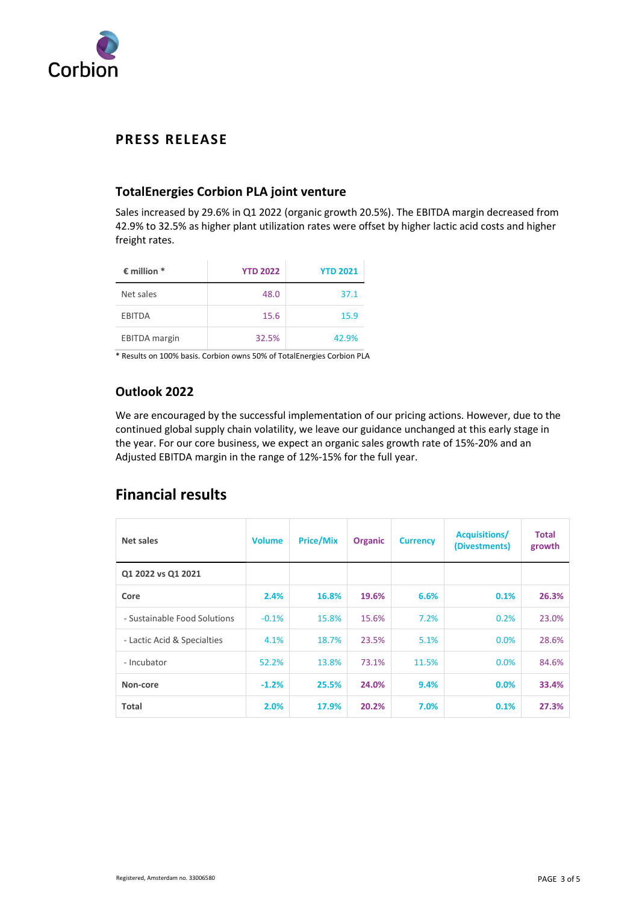# PRESS RELEASE

## TotalEnergies Corbion PLA joint venture

Sales increased by 29.6% in Q1 2022 (organic growth 20.5%). The EBITDA margin decreased from 42.9% to 32.5% as higher plant utilization rates were offset by higher lactic acid costs and higher freight rates.

| € million * | YTD 2022 | YTD 2021 |
|---|---|---|
| Net sales | 48.0 | 37.1 |
| EBITDA | 15.6 | 15.9 |
| EBITDA margin | 32.5% | 42.9% |

* Results on 100% basis. Corbion owns 50% of TotalEnergies Corbion PLA

## Outlook 2022

We are encouraged by the successful implementation of our pricing actions. However, due to the continued global supply chain volatility, we leave our guidance unchanged at this early stage in the year. For our core business, we expect an organic sales growth rate of 15%-20% and an Adjusted EBITDA margin in the range of 12%-15% for the full year.

# Financial results

| Net sales | Volume | Price/Mix | Organic | Currency | Acquisitions/ (Divestments) | Total growth |
|---|---|---|---|---|---|---|
| **Q1 2022 vs Q1 2021** | | | | | | |
| **Core** | **2.4%** | **16.8%** | **19.6%** | **6.6%** | **0.1%** | **26.3%** |
| - Sustainable Food Solutions | -0.1% | 15.8% | 15.6% | 7.2% | 0.2% | 23.0% |
| - Lactic Acid & Specialties | 4.1% | 18.7% | 23.5% | 5.1% | 0.0% | 28.6% |
| - Incubator | 52.2% | 13.8% | 73.1% | 11.5% | 0.0% | 84.6% |
| **Non-core** | **-1.2%** | **25.5%** | **24.0%** | **9.4%** | **0.0%** | **33.4%** |
| **Total** | **2.0%** | **17.9%** | **20.2%** | **7.0%** | **0.1%** | **27.3%** |

Registered, Amsterdam no. 33006580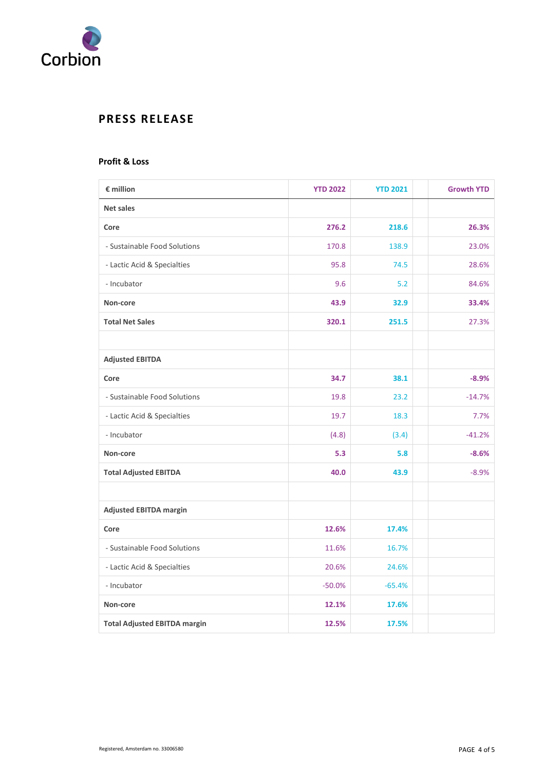# PRESS RELEASE

### Profit & Loss

| € million | YTD 2022 | YTD 2021 | | Growth YTD |
|---|---|---|---|---|
| **Net sales** | | | | |
| **Core** | **276.2** | **218.6** | | **26.3%** |
| - Sustainable Food Solutions | 170.8 | 138.9 | | 23.0% |
| - Lactic Acid & Specialties | 95.8 | 74.5 | | 28.6% |
| - Incubator | 9.6 | 5.2 | | 84.6% |
| **Non-core** | **43.9** | **32.9** | | **33.4%** |
| **Total Net Sales** | **320.1** | **251.5** | | 27.3% |
| | | | | |
| **Adjusted EBITDA** | | | | |
| **Core** | **34.7** | **38.1** | | **-8.9%** |
| - Sustainable Food Solutions | 19.8 | 23.2 | | -14.7% |
| - Lactic Acid & Specialties | 19.7 | 18.3 | | 7.7% |
| - Incubator | (4.8) | (3.4) | | -41.2% |
| **Non-core** | **5.3** | **5.8** | | **-8.6%** |
| **Total Adjusted EBITDA** | **40.0** | **43.9** | | -8.9% |
| | | | | |
| **Adjusted EBITDA margin** | | | | |
| **Core** | **12.6%** | **17.4%** | | |
| - Sustainable Food Solutions | 11.6% | 16.7% | | |
| - Lactic Acid & Specialties | 20.6% | 24.6% | | |
| - Incubator | -50.0% | -65.4% | | |
| **Non-core** | **12.1%** | **17.6%** | | |
| **Total Adjusted EBITDA margin** | **12.5%** | **17.5%** | | |

Registered, Amsterdam no. 33006580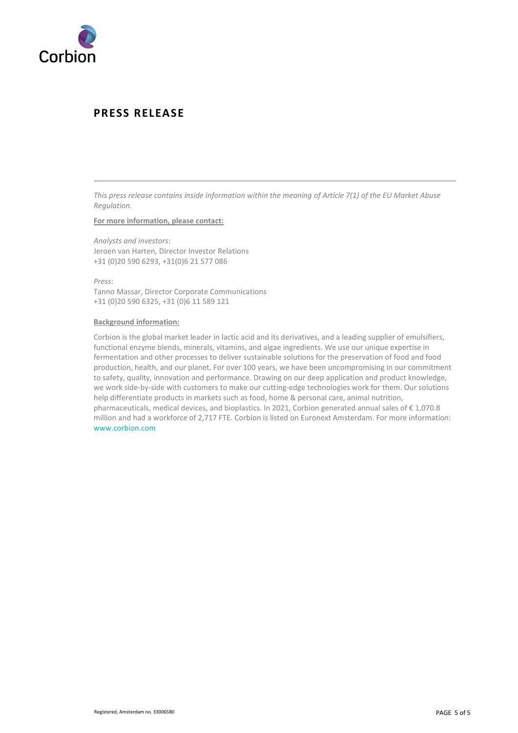# PRESS RELEASE

---

*This press release contains inside information within the meaning of Article 7(1) of the EU Market Abuse Regulation.*

**For more information, please contact:**

*Analysts and investors*:
Jeroen van Harten, Director Investor Relations
+31 (0)20 590 6293, +31(0)6 21 577 086

*Press*:
Tanno Massar, Director Corporate Communications
+31 (0)20 590 6325, +31 (0)6 11 589 121

**Background information:**

Corbion is the global market leader in lactic acid and its derivatives, and a leading supplier of emulsifiers, functional enzyme blends, minerals, vitamins, and algae ingredients. We use our unique expertise in fermentation and other processes to deliver sustainable solutions for the preservation of food and food production, health, and our planet. For over 100 years, we have been uncompromising in our commitment to safety, quality, innovation and performance. Drawing on our deep application and product knowledge, we work side-by-side with customers to make our cutting-edge technologies work for them. Our solutions help differentiate products in markets such as food, home & personal care, animal nutrition, pharmaceuticals, medical devices, and bioplastics. In 2021, Corbion generated annual sales of € 1,070.8 million and had a workforce of 2,717 FTE. Corbion is listed on Euronext Amsterdam. For more information: www.corbion.com

Registered, Amsterdam no. 33006580